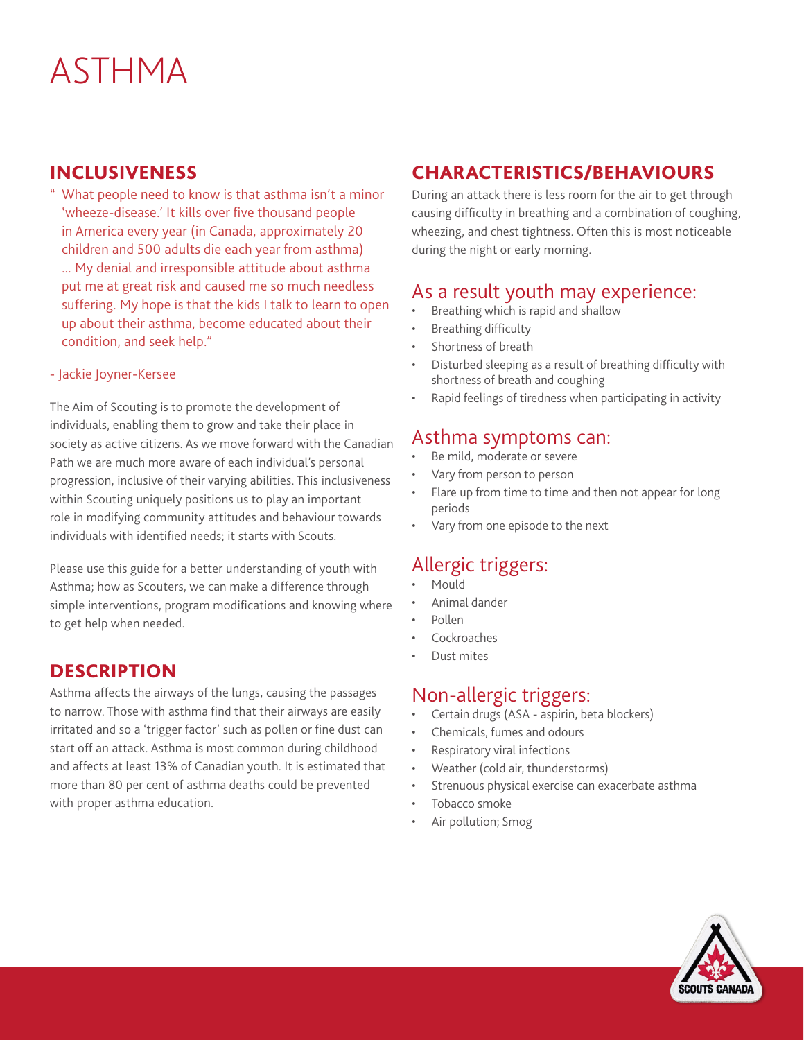# ASTHMA

## INCLUSIVENESS

" What people need to know is that asthma isn't a minor 'wheeze-disease.' It kills over five thousand people in America every year (in Canada, approximately 20 children and 500 adults die each year from asthma) ... My denial and irresponsible attitude about asthma put me at great risk and caused me so much needless suffering. My hope is that the kids I talk to learn to open up about their asthma, become educated about their condition, and seek help."

\- Jackie Joyner-Kersee

The Aim of Scouting is to promote the development of individuals, enabling them to grow and take their place in society as active citizens. As we move forward with the Canadian Path we are much more aware of each individual's personal progression, inclusive of their varying abilities. This inclusiveness within Scouting uniquely positions us to play an important role in modifying community attitudes and behaviour towards individuals with identified needs; it starts with Scouts.

Please use this guide for a better understanding of youth with Asthma; how as Scouters, we can make a difference through simple interventions, program modifications and knowing where to get help when needed.

## DESCRIPTION

Asthma affects the airways of the lungs, causing the passages to narrow. Those with asthma find that their airways are easily irritated and so a 'trigger factor' such as pollen or fine dust can start off an attack. Asthma is most common during childhood and affects at least 13% of Canadian youth. It is estimated that more than 80 per cent of asthma deaths could be prevented with proper asthma education.

## CHARACTERISTICS/BEHAVIOURS

During an attack there is less room for the air to get through causing difficulty in breathing and a combination of coughing, wheezing, and chest tightness. Often this is most noticeable during the night or early morning.

### As a result youth may experience:

- Breathing which is rapid and shallow
- Breathing difficulty
- Shortness of breath
- Disturbed sleeping as a result of breathing difficulty with shortness of breath and coughing
- Rapid feelings of tiredness when participating in activity

### Asthma symptoms can:

- Be mild, moderate or severe
- Vary from person to person
- Flare up from time to time and then not appear for long periods
- Vary from one episode to the next

### Allergic triggers:

- Mould
- Animal dander
- Pollen
- Cockroaches
- Dust mites

### Non-allergic triggers:

- Certain drugs (ASA - aspirin, beta blockers)
- Chemicals, fumes and odours
- Respiratory viral infections
- Weather (cold air, thunderstorms)
- Strenuous physical exercise can exacerbate asthma
- Tobacco smoke
- Air pollution; Smog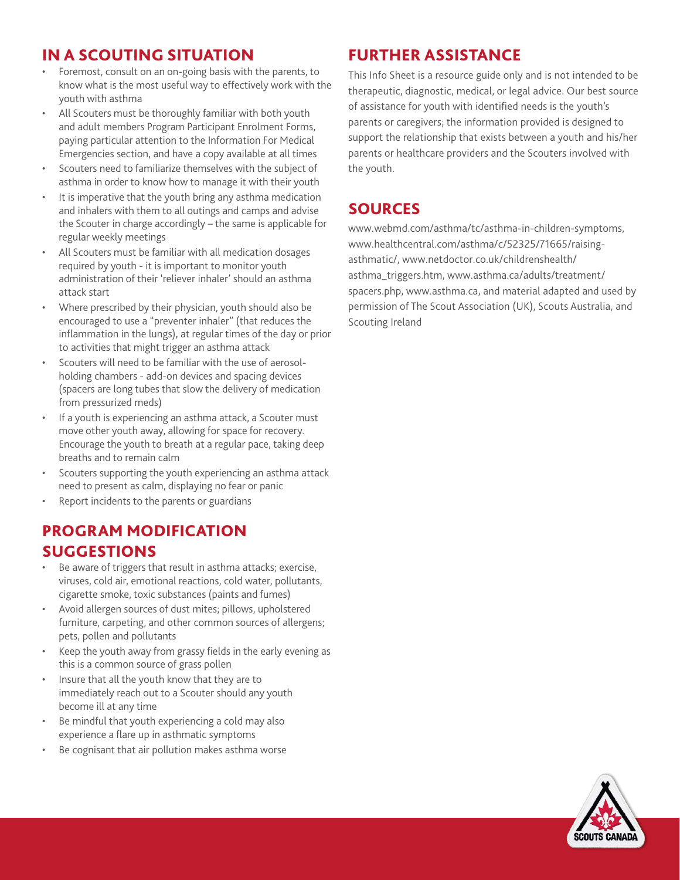## IN A SCOUTING SITUATION

- Foremost, consult on an on-going basis with the parents, to know what is the most useful way to effectively work with the youth with asthma
- All Scouters must be thoroughly familiar with both youth and adult members Program Participant Enrolment Forms, paying particular attention to the Information For Medical Emergencies section, and have a copy available at all times
- Scouters need to familiarize themselves with the subject of asthma in order to know how to manage it with their youth
- It is imperative that the youth bring any asthma medication and inhalers with them to all outings and camps and advise the Scouter in charge accordingly – the same is applicable for regular weekly meetings
- All Scouters must be familiar with all medication dosages required by youth - it is important to monitor youth administration of their 'reliever inhaler' should an asthma attack start
- Where prescribed by their physician, youth should also be encouraged to use a "preventer inhaler" (that reduces the inflammation in the lungs), at regular times of the day or prior to activities that might trigger an asthma attack
- Scouters will need to be familiar with the use of aerosol-holding chambers - add-on devices and spacing devices (spacers are long tubes that slow the delivery of medication from pressurized meds)
- If a youth is experiencing an asthma attack, a Scouter must move other youth away, allowing for space for recovery. Encourage the youth to breath at a regular pace, taking deep breaths and to remain calm
- Scouters supporting the youth experiencing an asthma attack need to present as calm, displaying no fear or panic
- Report incidents to the parents or guardians

## PROGRAM MODIFICATION SUGGESTIONS

- Be aware of triggers that result in asthma attacks; exercise, viruses, cold air, emotional reactions, cold water, pollutants, cigarette smoke, toxic substances (paints and fumes)
- Avoid allergen sources of dust mites; pillows, upholstered furniture, carpeting, and other common sources of allergens; pets, pollen and pollutants
- Keep the youth away from grassy fields in the early evening as this is a common source of grass pollen
- Insure that all the youth know that they are to immediately reach out to a Scouter should any youth become ill at any time
- Be mindful that youth experiencing a cold may also experience a flare up in asthmatic symptoms
- Be cognisant that air pollution makes asthma worse

## FURTHER ASSISTANCE

This Info Sheet is a resource guide only and is not intended to be therapeutic, diagnostic, medical, or legal advice. Our best source of assistance for youth with identified needs is the youth's parents or caregivers; the information provided is designed to support the relationship that exists between a youth and his/her parents or healthcare providers and the Scouters involved with the youth.

## SOURCES

www.webmd.com/asthma/tc/asthma-in-children-symptoms, www.healthcentral.com/asthma/c/52325/71665/raising-asthmatic/, www.netdoctor.co.uk/childrenshealth/asthma_triggers.htm, www.asthma.ca/adults/treatment/spacers.php, www.asthma.ca, and material adapted and used by permission of The Scout Association (UK), Scouts Australia, and Scouting Ireland